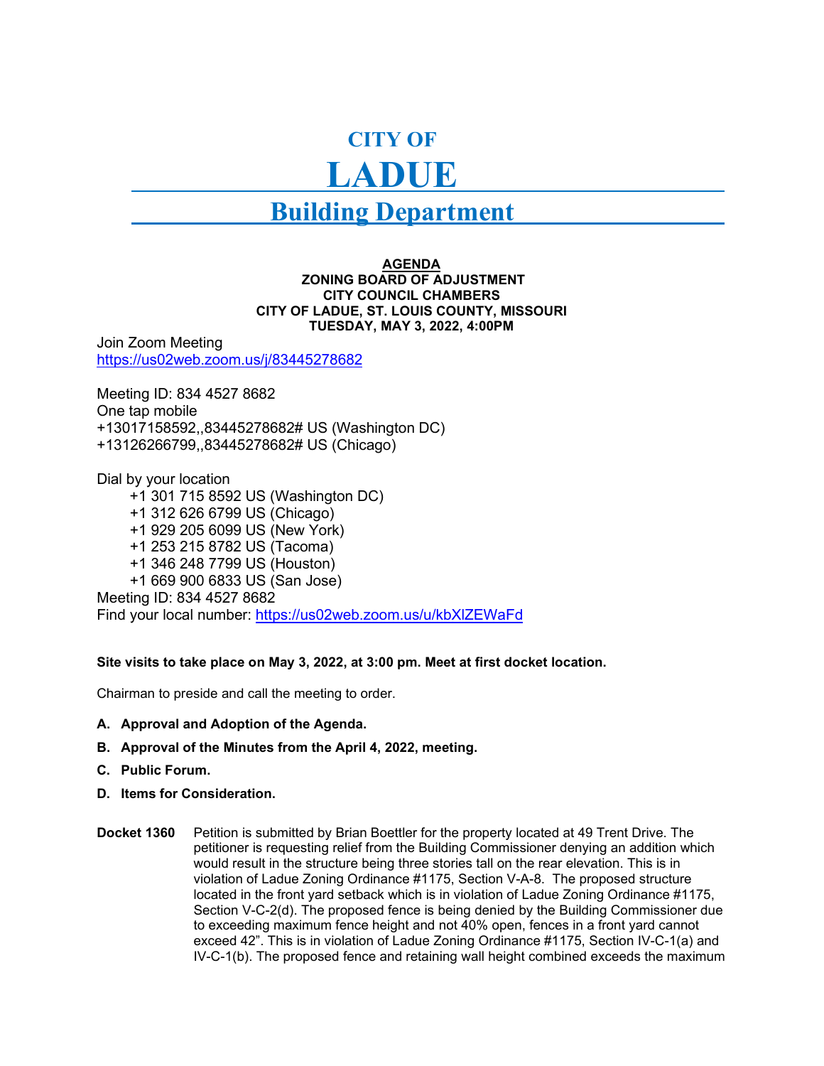# CITY OF
# LADUE
## Building Department

**AGENDA**
**ZONING BOARD OF ADJUSTMENT**
**CITY COUNCIL CHAMBERS**
**CITY OF LADUE, ST. LOUIS COUNTY, MISSOURI**
**TUESDAY, MAY 3, 2022, 4:00PM**

Join Zoom Meeting
https://us02web.zoom.us/j/83445278682

Meeting ID: 834 4527 8682
One tap mobile
+13017158592,,83445278682# US (Washington DC)
+13126266799,,83445278682# US (Chicago)

Dial by your location
- +1 301 715 8592 US (Washington DC)
- +1 312 626 6799 US (Chicago)
- +1 929 205 6099 US (New York)
- +1 253 215 8782 US (Tacoma)
- +1 346 248 7799 US (Houston)
- +1 669 900 6833 US (San Jose)

Meeting ID: 834 4527 8682
Find your local number: https://us02web.zoom.us/u/kbXlZEWaFd

**Site visits to take place on May 3, 2022, at 3:00 pm. Meet at first docket location.**

Chairman to preside and call the meeting to order.

**A. Approval and Adoption of the Agenda.**

**B. Approval of the Minutes from the April 4, 2022, meeting.**

**C. Public Forum.**

**D. Items for Consideration.**

**Docket 1360** Petition is submitted by Brian Boettler for the property located at 49 Trent Drive. The petitioner is requesting relief from the Building Commissioner denying an addition which would result in the structure being three stories tall on the rear elevation. This is in violation of Ladue Zoning Ordinance #1175, Section V-A-8. The proposed structure located in the front yard setback which is in violation of Ladue Zoning Ordinance #1175, Section V-C-2(d). The proposed fence is being denied by the Building Commissioner due to exceeding maximum fence height and not 40% open, fences in a front yard cannot exceed 42". This is in violation of Ladue Zoning Ordinance #1175, Section IV-C-1(a) and IV-C-1(b). The proposed fence and retaining wall height combined exceeds the maximum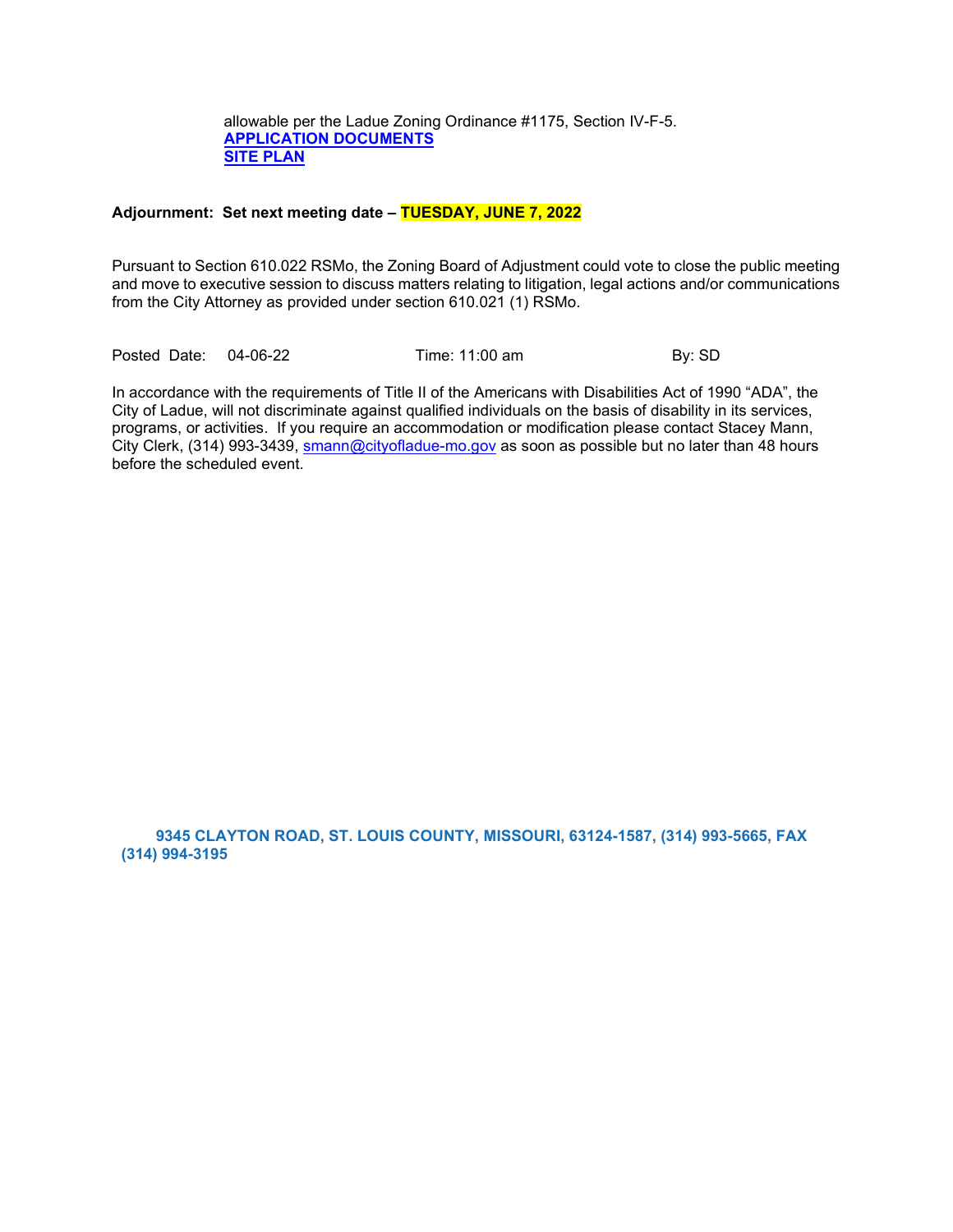allowable per the Ladue Zoning Ordinance #1175, Section IV-F-5.
**APPLICATION DOCUMENTS**
**SITE PLAN**

**Adjournment: Set next meeting date – TUESDAY, JUNE 7, 2022**

Pursuant to Section 610.022 RSMo, the Zoning Board of Adjustment could vote to close the public meeting and move to executive session to discuss matters relating to litigation, legal actions and/or communications from the City Attorney as provided under section 610.021 (1) RSMo.

Posted Date: 04-06-22 Time: 11:00 am By: SD

In accordance with the requirements of Title II of the Americans with Disabilities Act of 1990 "ADA", the City of Ladue, will not discriminate against qualified individuals on the basis of disability in its services, programs, or activities. If you require an accommodation or modification please contact Stacey Mann, City Clerk, (314) 993-3439, smann@cityofladue-mo.gov as soon as possible but no later than 48 hours before the scheduled event.

**9345 CLAYTON ROAD, ST. LOUIS COUNTY, MISSOURI, 63124-1587, (314) 993-5665, FAX (314) 994-3195**